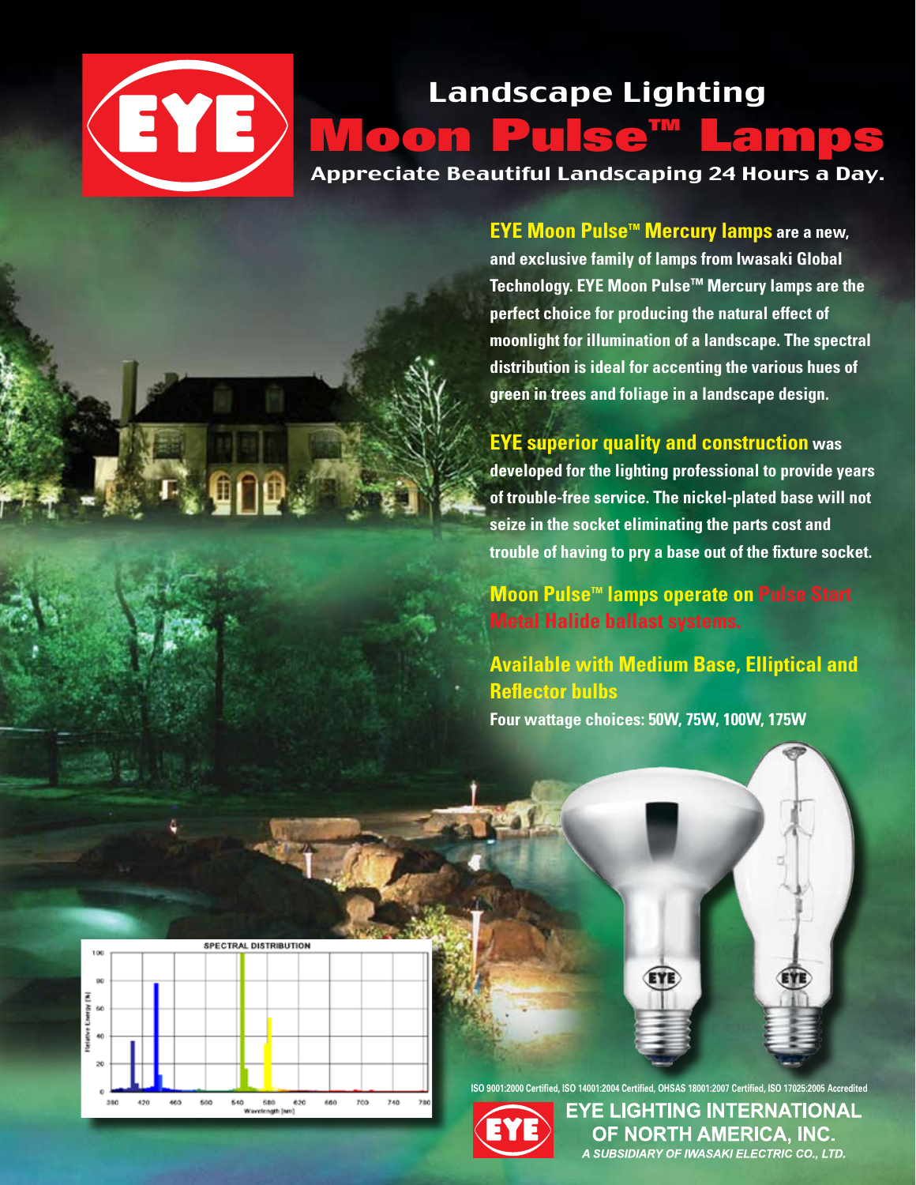# Landscape Lighting

## Moon Pulse™ Lamps

**Appreciate Beautiful Landscaping 24 Hours a Day.**

**EYE Moon Pulse™ Mercury lamps** are a new, and exclusive family of lamps from Iwasaki Global Technology. EYE Moon Pulse™ Mercury lamps are the perfect choice for producing the natural effect of moonlight for illumination of a landscape. The spectral distribution is ideal for accenting the various hues of green in trees and foliage in a landscape design.

**EYE superior quality and construction** was developed for the lighting professional to provide years of trouble-free service. The nickel-plated base will not seize in the socket eliminating the parts cost and trouble of having to pry a base out of the fixture socket.

**Moon Pulse™ lamps operate on Pulse Start Metal Halide ballast systems.**

**Available with Medium Base, Elliptical and Reflector bulbs**

**Four wattage choices: 50W, 75W, 100W, 175W**

SPECTRAL DISTRIBUTION

ISO 9001:2000 Certified, ISO 14001:2004 Certified, OHSAS 18001:2007 Certified, ISO 17025:2005 Accredited

**EYE LIGHTING INTERNATIONAL OF NORTH AMERICA, INC.**

*A SUBSIDIARY OF IWASAKI ELECTRIC CO., LTD.*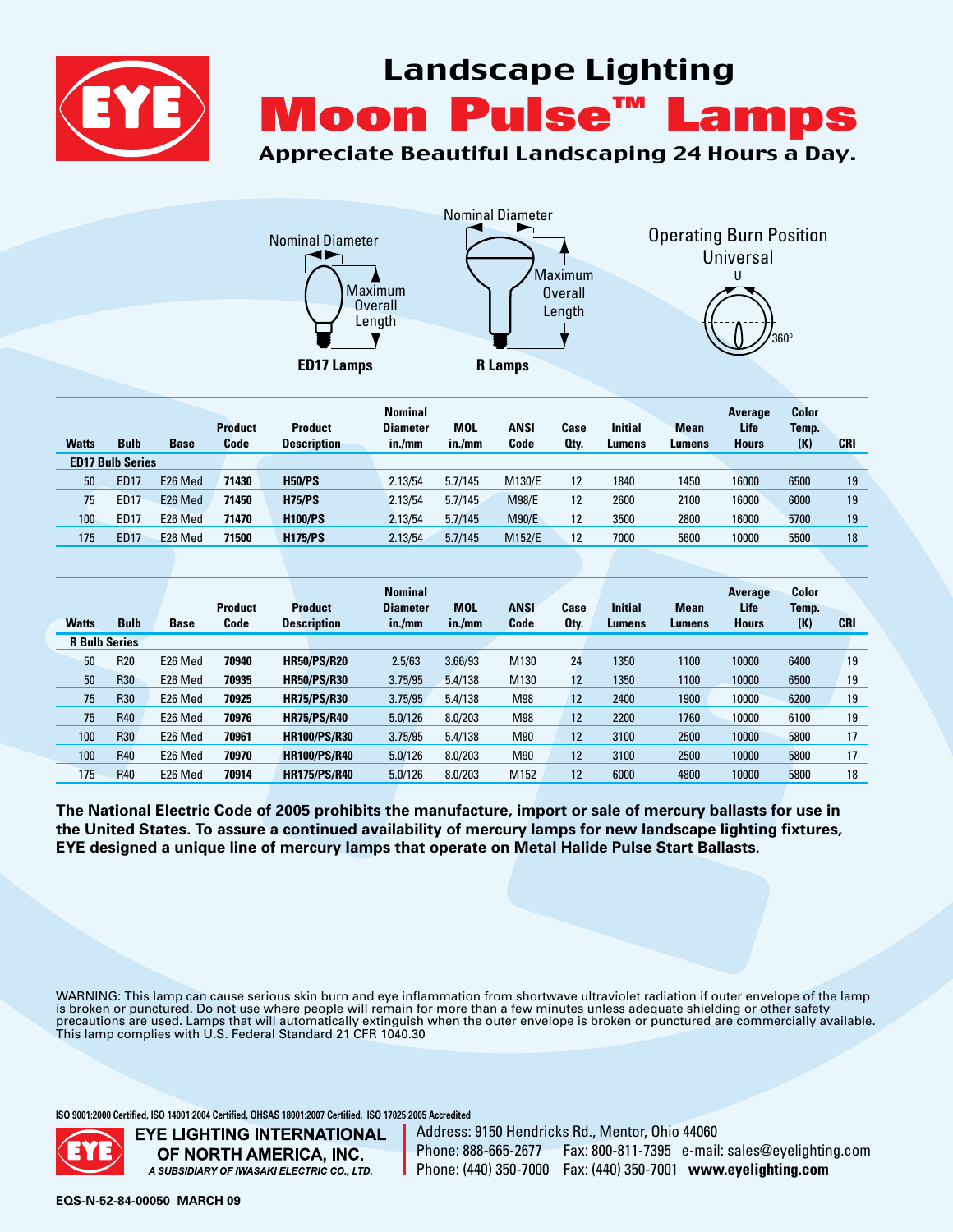# Landscape Lighting

# Moon Pulse™ Lamps

**Appreciate Beautiful Landscaping 24 Hours a Day.**

Nominal Diameter
Maximum Overall Length
**ED17 Lamps**

Nominal Diameter
Maximum Overall Length
**R Lamps**

Operating Burn Position
Universal
U
360°

| Watts | Bulb | Base | Product Code | Product Description | Nominal Diameter in./mm | MOL in./mm | ANSI Code | Case Qty. | Initial Lumens | Mean Lumens | Average Life Hours | Color Temp. (K) | CRI |
|---|---|---|---|---|---|---|---|---|---|---|---|---|---|
| **ED17 Bulb Series** | | | | | | | | | | | | | |
| 50 | ED17 | E26 Med | **71430** | **H50/PS** | 2.13/54 | 5.7/145 | M130/E | 12 | 1840 | 1450 | 16000 | 6500 | 19 |
| 75 | ED17 | E26 Med | **71450** | **H75/PS** | 2.13/54 | 5.7/145 | M98/E | 12 | 2600 | 2100 | 16000 | 6000 | 19 |
| 100 | ED17 | E26 Med | **71470** | **H100/PS** | 2.13/54 | 5.7/145 | M90/E | 12 | 3500 | 2800 | 16000 | 5700 | 19 |
| 175 | ED17 | E26 Med | **71500** | **H175/PS** | 2.13/54 | 5.7/145 | M152/E | 12 | 7000 | 5600 | 10000 | 5500 | 18 |

| Watts | Bulb | Base | Product Code | Product Description | Nominal Diameter in./mm | MOL in./mm | ANSI Code | Case Qty. | Initial Lumens | Mean Lumens | Average Life Hours | Color Temp. (K) | CRI |
|---|---|---|---|---|---|---|---|---|---|---|---|---|---|
| **R Bulb Series** | | | | | | | | | | | | | |
| 50 | R20 | E26 Med | **70940** | **HR50/PS/R20** | 2.5/63 | 3.66/93 | M130 | 24 | 1350 | 1100 | 10000 | 6400 | 19 |
| 50 | R30 | E26 Med | **70935** | **HR50/PS/R30** | 3.75/95 | 5.4/138 | M130 | 12 | 1350 | 1100 | 10000 | 6500 | 19 |
| 75 | R30 | E26 Med | **70925** | **HR75/PS/R30** | 3.75/95 | 5.4/138 | M98 | 12 | 2400 | 1900 | 10000 | 6200 | 19 |
| 75 | R40 | E26 Med | **70976** | **HR75/PS/R40** | 5.0/126 | 8.0/203 | M98 | 12 | 2200 | 1760 | 10000 | 6100 | 19 |
| 100 | R30 | E26 Med | **70961** | **HR100/PS/R30** | 3.75/95 | 5.4/138 | M90 | 12 | 3100 | 2500 | 10000 | 5800 | 17 |
| 100 | R40 | E26 Med | **70970** | **HR100/PS/R40** | 5.0/126 | 8.0/203 | M90 | 12 | 3100 | 2500 | 10000 | 5800 | 17 |
| 175 | R40 | E26 Med | **70914** | **HR175/PS/R40** | 5.0/126 | 8.0/203 | M152 | 12 | 6000 | 4800 | 10000 | 5800 | 18 |

**The National Electric Code of 2005 prohibits the manufacture, import or sale of mercury ballasts for use in the United States. To assure a continued availability of mercury lamps for new landscape lighting fixtures, EYE designed a unique line of mercury lamps that operate on Metal Halide Pulse Start Ballasts.**

WARNING: This lamp can cause serious skin burn and eye inflammation from shortwave ultraviolet radiation if outer envelope of the lamp is broken or punctured. Do not use where people will remain for more than a few minutes unless adequate shielding or other safety precautions are used. Lamps that will automatically extinguish when the outer envelope is broken or punctured are commercially available. This lamp complies with U.S. Federal Standard 21 CFR 1040.30

ISO 9001:2000 Certified, ISO 14001:2004 Certified, OHSAS 18001:2007 Certified, ISO 17025:2005 Accredited

**EYE LIGHTING INTERNATIONAL OF NORTH AMERICA, INC.**
*A SUBSIDIARY OF IWASAKI ELECTRIC CO., LTD.*

Address: 9150 Hendricks Rd., Mentor, Ohio 44060
Phone: 888-665-2677 Fax: 800-811-7395 e-mail: sales@eyelighting.com
Phone: (440) 350-7000 Fax: (440) 350-7001 **www.eyelighting.com**

EQS-N-52-84-00050 MARCH 09